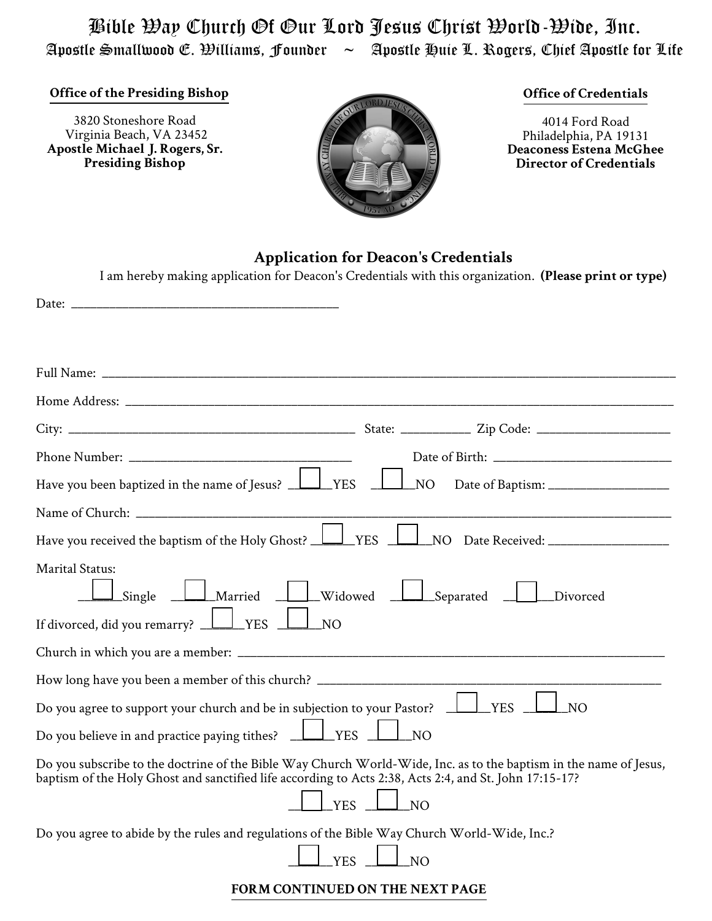# Bible Way Church Of Our Lord Jesus Christ World-Wide, Inc.

**Apostle Smallwood E. Williams, Founder ~ Apostle Huie L. Rogers, Chief Apostle for Life**

**Office of the Presiding Bishop**

3820 Stoneshore Road
Virginia Beach, VA 23452
**Apostle Michael J. Rogers, Sr.**
**Presiding Bishop**

**Office of Credentials**

4014 Ford Road
Philadelphia, PA 19131
**Deaconess Estena McGhee**
**Director of Credentials**

## Application for Deacon's Credentials

I am hereby making application for Deacon's Credentials with this organization. **(Please print or type)**

Date: ______________________________

Full Name: ______________________________

Home Address: ______________________________

City: ______________________ State: __________ Zip Code: ______________

Phone Number: ______________________ Date of Birth: ______________________

Have you been baptized in the name of Jesus? ☐ YES ☐ NO Date of Baptism: ______________

Name of Church: ______________________________

Have you received the baptism of the Holy Ghost? ☐ YES ☐ NO Date Received: ______________

Marital Status:

☐ Single ☐ Married ☐ Widowed ☐ Separated ☐ Divorced

If divorced, did you remarry? ☐ YES ☐ NO

Church in which you are a member: ______________________________

How long have you been a member of this church? ______________________________

Do you agree to support your church and be in subjection to your Pastor? ☐ YES ☐ NO

Do you believe in and practice paying tithes? ☐ YES ☐ NO

Do you subscribe to the doctrine of the Bible Way Church World-Wide, Inc. as to the baptism in the name of Jesus, baptism of the Holy Ghost and sanctified life according to Acts 2:38, Acts 2:4, and St. John 17:15-17?

☐ YES ☐ NO

Do you agree to abide by the rules and regulations of the Bible Way Church World-Wide, Inc.?

☐ YES ☐ NO

**FORM CONTINUED ON THE NEXT PAGE**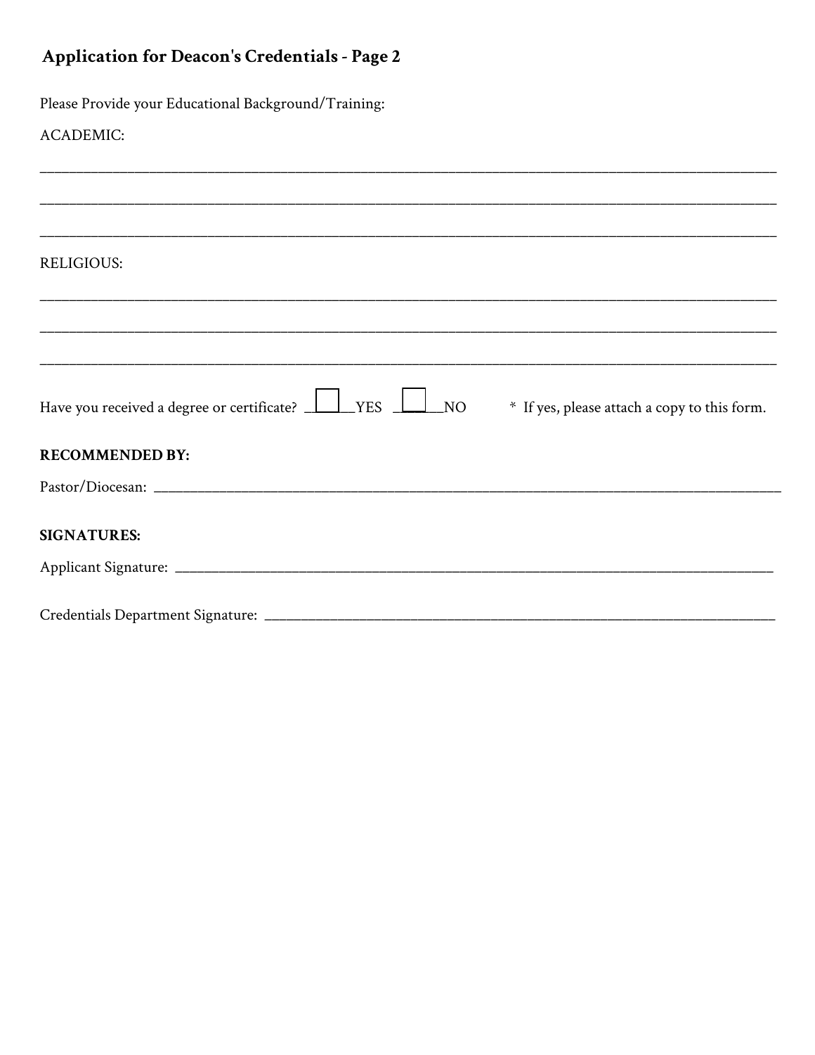## Application for Deacon's Credentials - Page 2

Please Provide your Educational Background/Training:

ACADEMIC:

\_\_\_\_\_\_\_\_\_\_\_\_\_\_\_\_\_\_\_\_\_\_\_\_\_\_\_\_\_\_\_\_\_\_\_\_\_\_\_\_\_\_\_\_\_\_\_\_\_\_\_\_\_\_\_\_\_\_\_\_\_\_\_\_\_\_\_\_\_\_\_\_\_\_\_\_\_\_

\_\_\_\_\_\_\_\_\_\_\_\_\_\_\_\_\_\_\_\_\_\_\_\_\_\_\_\_\_\_\_\_\_\_\_\_\_\_\_\_\_\_\_\_\_\_\_\_\_\_\_\_\_\_\_\_\_\_\_\_\_\_\_\_\_\_\_\_\_\_\_\_\_\_\_\_\_\_

\_\_\_\_\_\_\_\_\_\_\_\_\_\_\_\_\_\_\_\_\_\_\_\_\_\_\_\_\_\_\_\_\_\_\_\_\_\_\_\_\_\_\_\_\_\_\_\_\_\_\_\_\_\_\_\_\_\_\_\_\_\_\_\_\_\_\_\_\_\_\_\_\_\_\_\_\_\_

RELIGIOUS:

\_\_\_\_\_\_\_\_\_\_\_\_\_\_\_\_\_\_\_\_\_\_\_\_\_\_\_\_\_\_\_\_\_\_\_\_\_\_\_\_\_\_\_\_\_\_\_\_\_\_\_\_\_\_\_\_\_\_\_\_\_\_\_\_\_\_\_\_\_\_\_\_\_\_\_\_\_\_

\_\_\_\_\_\_\_\_\_\_\_\_\_\_\_\_\_\_\_\_\_\_\_\_\_\_\_\_\_\_\_\_\_\_\_\_\_\_\_\_\_\_\_\_\_\_\_\_\_\_\_\_\_\_\_\_\_\_\_\_\_\_\_\_\_\_\_\_\_\_\_\_\_\_\_\_\_\_

\_\_\_\_\_\_\_\_\_\_\_\_\_\_\_\_\_\_\_\_\_\_\_\_\_\_\_\_\_\_\_\_\_\_\_\_\_\_\_\_\_\_\_\_\_\_\_\_\_\_\_\_\_\_\_\_\_\_\_\_\_\_\_\_\_\_\_\_\_\_\_\_\_\_\_\_\_\_

Have you received a degree or certificate? ☐ YES ☐ NO * If yes, please attach a copy to this form.

**RECOMMENDED BY:**

Pastor/Diocesan: \_\_\_\_\_\_\_\_\_\_\_\_\_\_\_\_\_\_\_\_\_\_\_\_\_\_\_\_\_\_\_\_\_\_\_\_\_\_\_\_\_\_\_\_\_\_\_\_\_\_\_\_\_\_\_\_\_\_\_\_\_\_

**SIGNATURES:**

Applicant Signature: \_\_\_\_\_\_\_\_\_\_\_\_\_\_\_\_\_\_\_\_\_\_\_\_\_\_\_\_\_\_\_\_\_\_\_\_\_\_\_\_\_\_\_\_\_\_\_\_\_\_\_\_\_\_\_\_\_\_\_\_\_

Credentials Department Signature: \_\_\_\_\_\_\_\_\_\_\_\_\_\_\_\_\_\_\_\_\_\_\_\_\_\_\_\_\_\_\_\_\_\_\_\_\_\_\_\_\_\_\_\_\_\_\_\_\_\_